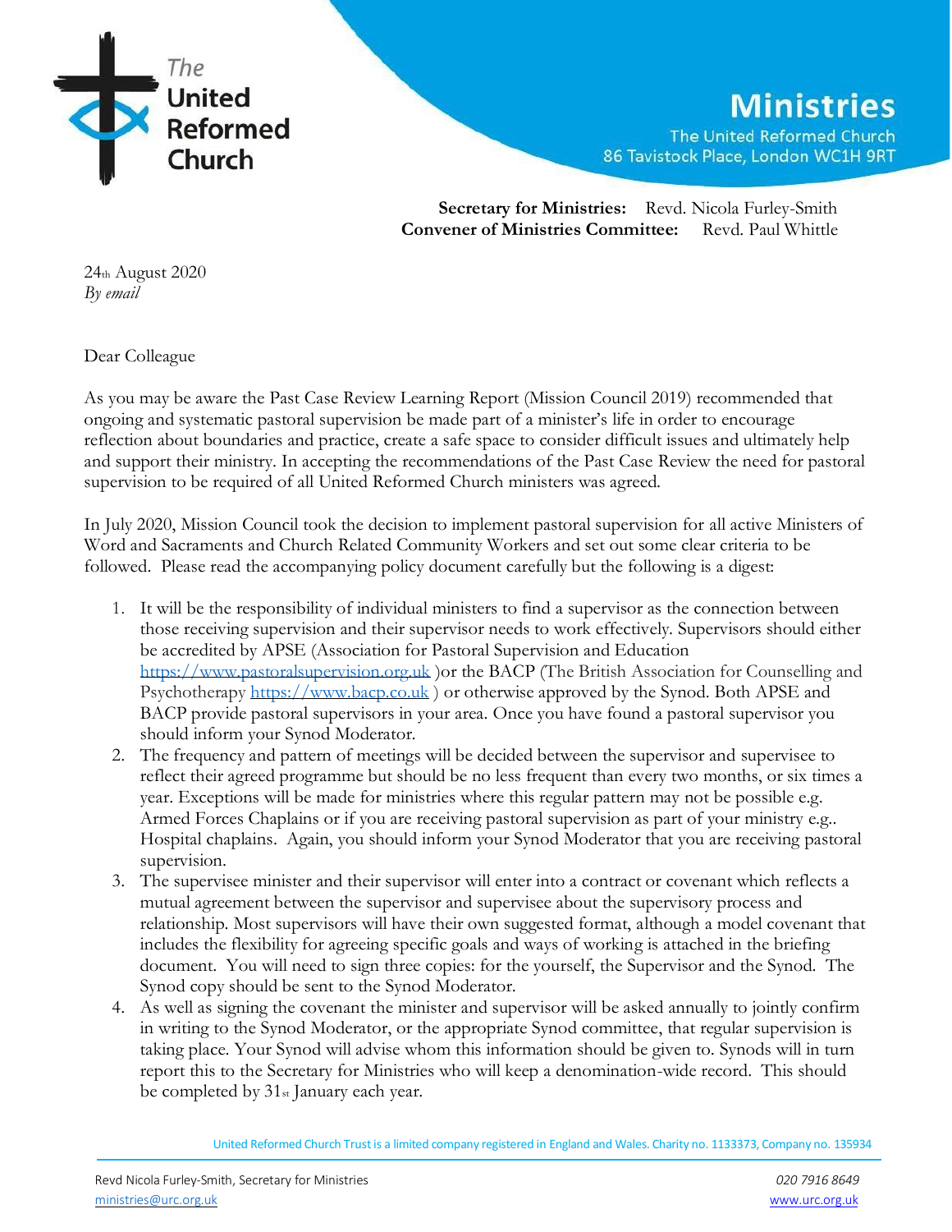The United Reformed Church

# Ministries

The United Reformed Church
86 Tavistock Place, London WC1H 9RT

**Secretary for Ministries:** Revd. Nicola Furley-Smith
**Convener of Ministries Committee:** Revd. Paul Whittle

24th August 2020
*By email*

Dear Colleague

As you may be aware the Past Case Review Learning Report (Mission Council 2019) recommended that ongoing and systematic pastoral supervision be made part of a minister's life in order to encourage reflection about boundaries and practice, create a safe space to consider difficult issues and ultimately help and support their ministry. In accepting the recommendations of the Past Case Review the need for pastoral supervision to be required of all United Reformed Church ministers was agreed.

In July 2020, Mission Council took the decision to implement pastoral supervision for all active Ministers of Word and Sacraments and Church Related Community Workers and set out some clear criteria to be followed. Please read the accompanying policy document carefully but the following is a digest:

1. It will be the responsibility of individual ministers to find a supervisor as the connection between those receiving supervision and their supervisor needs to work effectively. Supervisors should either be accredited by APSE (Association for Pastoral Supervision and Education https://www.pastoralsupervision.org.uk )or the BACP (The British Association for Counselling and Psychotherapy https://www.bacp.co.uk ) or otherwise approved by the Synod. Both APSE and BACP provide pastoral supervisors in your area. Once you have found a pastoral supervisor you should inform your Synod Moderator.
2. The frequency and pattern of meetings will be decided between the supervisor and supervisee to reflect their agreed programme but should be no less frequent than every two months, or six times a year. Exceptions will be made for ministries where this regular pattern may not be possible e.g. Armed Forces Chaplains or if you are receiving pastoral supervision as part of your ministry e.g.. Hospital chaplains. Again, you should inform your Synod Moderator that you are receiving pastoral supervision.
3. The supervisee minister and their supervisor will enter into a contract or covenant which reflects a mutual agreement between the supervisor and supervisee about the supervisory process and relationship. Most supervisors will have their own suggested format, although a model covenant that includes the flexibility for agreeing specific goals and ways of working is attached in the briefing document. You will need to sign three copies: for the yourself, the Supervisor and the Synod. The Synod copy should be sent to the Synod Moderator.
4. As well as signing the covenant the minister and supervisor will be asked annually to jointly confirm in writing to the Synod Moderator, or the appropriate Synod committee, that regular supervision is taking place. Your Synod will advise whom this information should be given to. Synods will in turn report this to the Secretary for Ministries who will keep a denomination-wide record. This should be completed by 31st January each year.

United Reformed Church Trust is a limited company registered in England and Wales. Charity no. 1133373, Company no. 135934

Revd Nicola Furley-Smith, Secretary for Ministries
ministries@urc.org.uk

*020 7916 8649*
www.urc.org.uk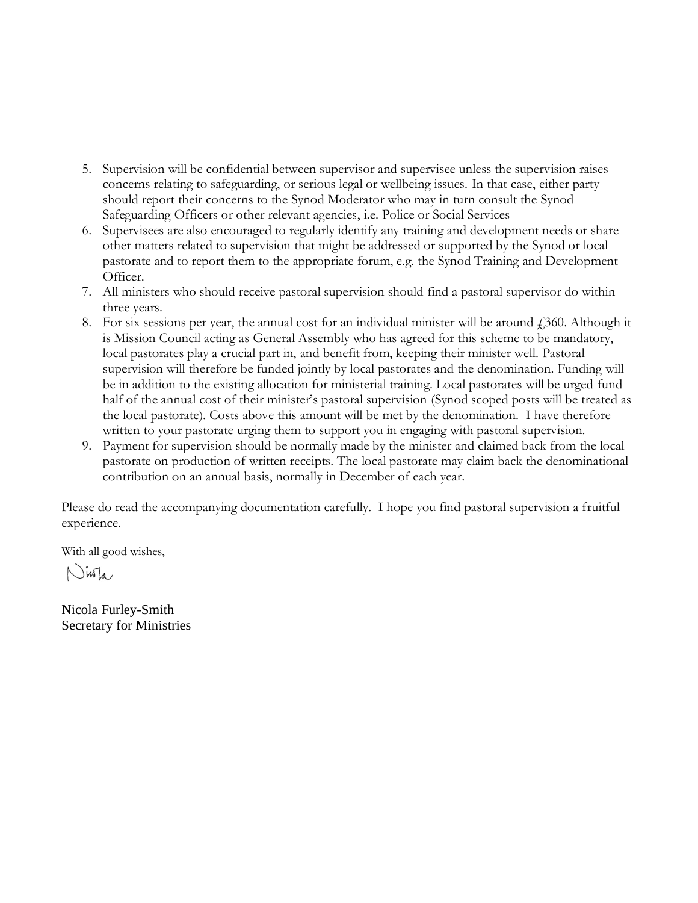5. Supervision will be confidential between supervisor and supervisee unless the supervision raises concerns relating to safeguarding, or serious legal or wellbeing issues. In that case, either party should report their concerns to the Synod Moderator who may in turn consult the Synod Safeguarding Officers or other relevant agencies, i.e. Police or Social Services
6. Supervisees are also encouraged to regularly identify any training and development needs or share other matters related to supervision that might be addressed or supported by the Synod or local pastorate and to report them to the appropriate forum, e.g. the Synod Training and Development Officer.
7. All ministers who should receive pastoral supervision should find a pastoral supervisor do within three years.
8. For six sessions per year, the annual cost for an individual minister will be around £360. Although it is Mission Council acting as General Assembly who has agreed for this scheme to be mandatory, local pastorates play a crucial part in, and benefit from, keeping their minister well. Pastoral supervision will therefore be funded jointly by local pastorates and the denomination. Funding will be in addition to the existing allocation for ministerial training. Local pastorates will be urged fund half of the annual cost of their minister's pastoral supervision (Synod scoped posts will be treated as the local pastorate). Costs above this amount will be met by the denomination. I have therefore written to your pastorate urging them to support you in engaging with pastoral supervision.
9. Payment for supervision should be normally made by the minister and claimed back from the local pastorate on production of written receipts. The local pastorate may claim back the denominational contribution on an annual basis, normally in December of each year.

Please do read the accompanying documentation carefully. I hope you find pastoral supervision a fruitful experience.

With all good wishes,

Nicola

Nicola Furley-Smith
Secretary for Ministries